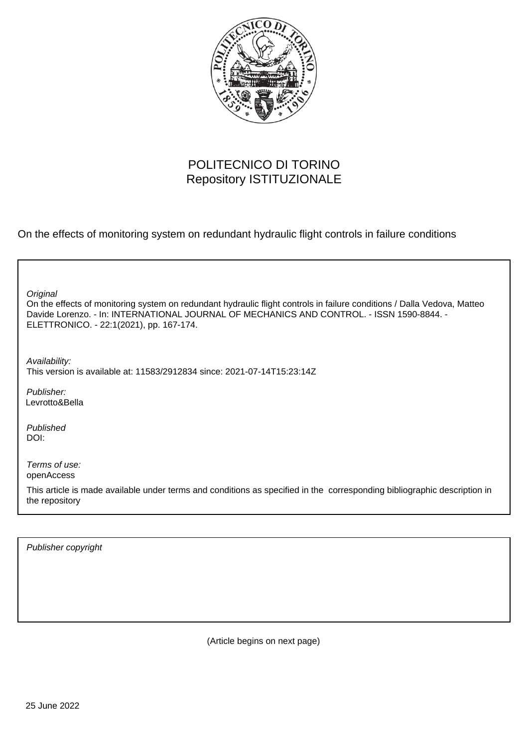POLITECNICO DI TORINO
Repository ISTITUZIONALE

On the effects of monitoring system on redundant hydraulic flight controls in failure conditions

*Original*
On the effects of monitoring system on redundant hydraulic flight controls in failure conditions / Dalla Vedova, Matteo Davide Lorenzo. - In: INTERNATIONAL JOURNAL OF MECHANICS AND CONTROL. - ISSN 1590-8844. - ELETTRONICO. - 22:1(2021), pp. 167-174.

*Availability:*
This version is available at: 11583/2912834 since: 2021-07-14T15:23:14Z

*Publisher:*
Levrotto&Bella

*Published*
DOI:

*Terms of use:*
openAccess

This article is made available under terms and conditions as specified in the corresponding bibliographic description in the repository

*Publisher copyright*

(Article begins on next page)

25 June 2022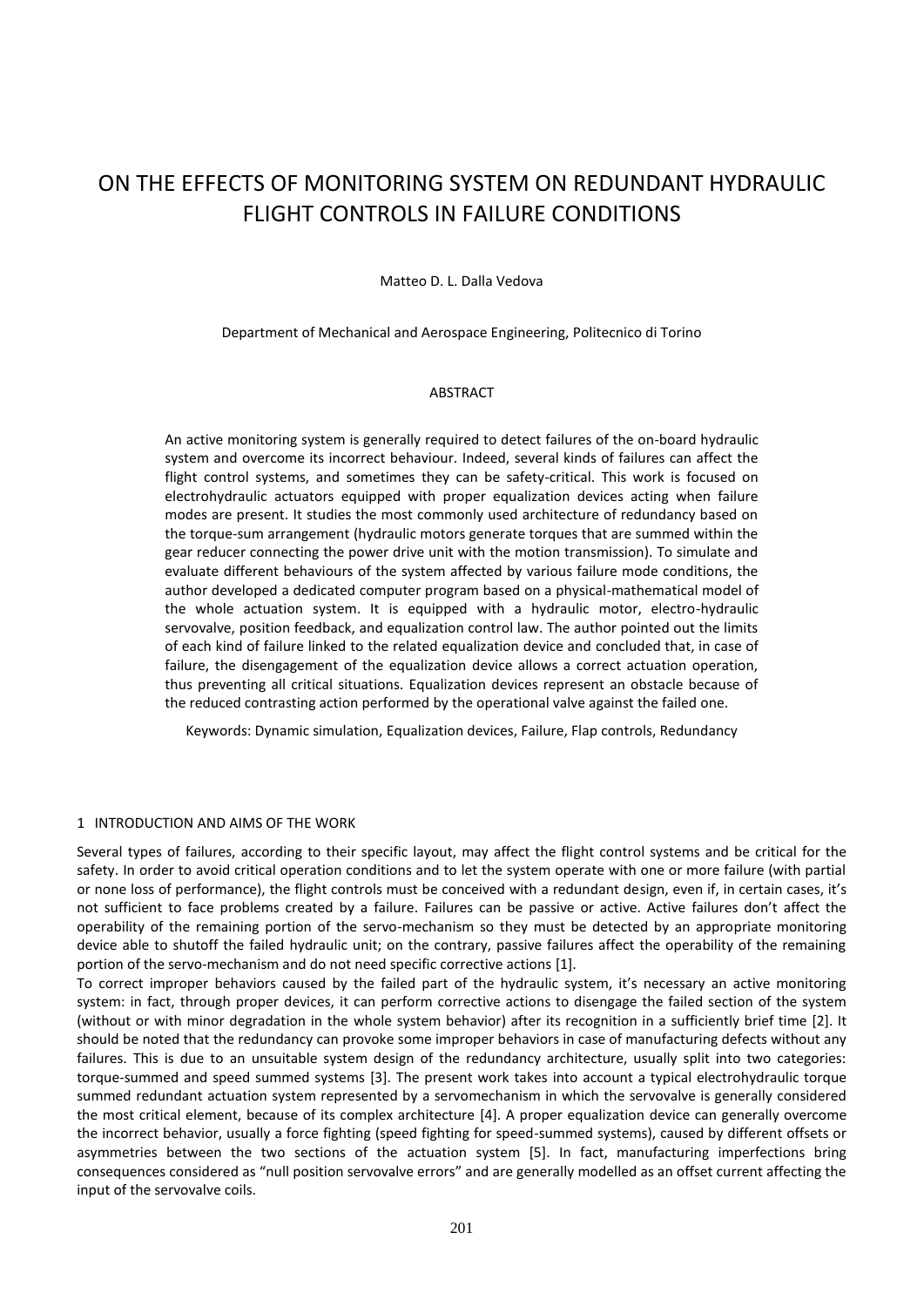# ON THE EFFECTS OF MONITORING SYSTEM ON REDUNDANT HYDRAULIC FLIGHT CONTROLS IN FAILURE CONDITIONS

Matteo D. L. Dalla Vedova

Department of Mechanical and Aerospace Engineering, Politecnico di Torino

## ABSTRACT

An active monitoring system is generally required to detect failures of the on-board hydraulic system and overcome its incorrect behaviour. Indeed, several kinds of failures can affect the flight control systems, and sometimes they can be safety-critical. This work is focused on electrohydraulic actuators equipped with proper equalization devices acting when failure modes are present. It studies the most commonly used architecture of redundancy based on the torque-sum arrangement (hydraulic motors generate torques that are summed within the gear reducer connecting the power drive unit with the motion transmission). To simulate and evaluate different behaviours of the system affected by various failure mode conditions, the author developed a dedicated computer program based on a physical-mathematical model of the whole actuation system. It is equipped with a hydraulic motor, electro-hydraulic servovalve, position feedback, and equalization control law. The author pointed out the limits of each kind of failure linked to the related equalization device and concluded that, in case of failure, the disengagement of the equalization device allows a correct actuation operation, thus preventing all critical situations. Equalization devices represent an obstacle because of the reduced contrasting action performed by the operational valve against the failed one.

Keywords: Dynamic simulation, Equalization devices, Failure, Flap controls, Redundancy

## 1 INTRODUCTION AND AIMS OF THE WORK

Several types of failures, according to their specific layout, may affect the flight control systems and be critical for the safety. In order to avoid critical operation conditions and to let the system operate with one or more failure (with partial or none loss of performance), the flight controls must be conceived with a redundant design, even if, in certain cases, it's not sufficient to face problems created by a failure. Failures can be passive or active. Active failures don't affect the operability of the remaining portion of the servo-mechanism so they must be detected by an appropriate monitoring device able to shutoff the failed hydraulic unit; on the contrary, passive failures affect the operability of the remaining portion of the servo-mechanism and do not need specific corrective actions [1].

To correct improper behaviors caused by the failed part of the hydraulic system, it's necessary an active monitoring system: in fact, through proper devices, it can perform corrective actions to disengage the failed section of the system (without or with minor degradation in the whole system behavior) after its recognition in a sufficiently brief time [2]. It should be noted that the redundancy can provoke some improper behaviors in case of manufacturing defects without any failures. This is due to an unsuitable system design of the redundancy architecture, usually split into two categories: torque-summed and speed summed systems [3]. The present work takes into account a typical electrohydraulic torque summed redundant actuation system represented by a servomechanism in which the servovalve is generally considered the most critical element, because of its complex architecture [4]. A proper equalization device can generally overcome the incorrect behavior, usually a force fighting (speed fighting for speed-summed systems), caused by different offsets or asymmetries between the two sections of the actuation system [5]. In fact, manufacturing imperfections bring consequences considered as "null position servovalve errors" and are generally modelled as an offset current affecting the input of the servovalve coils.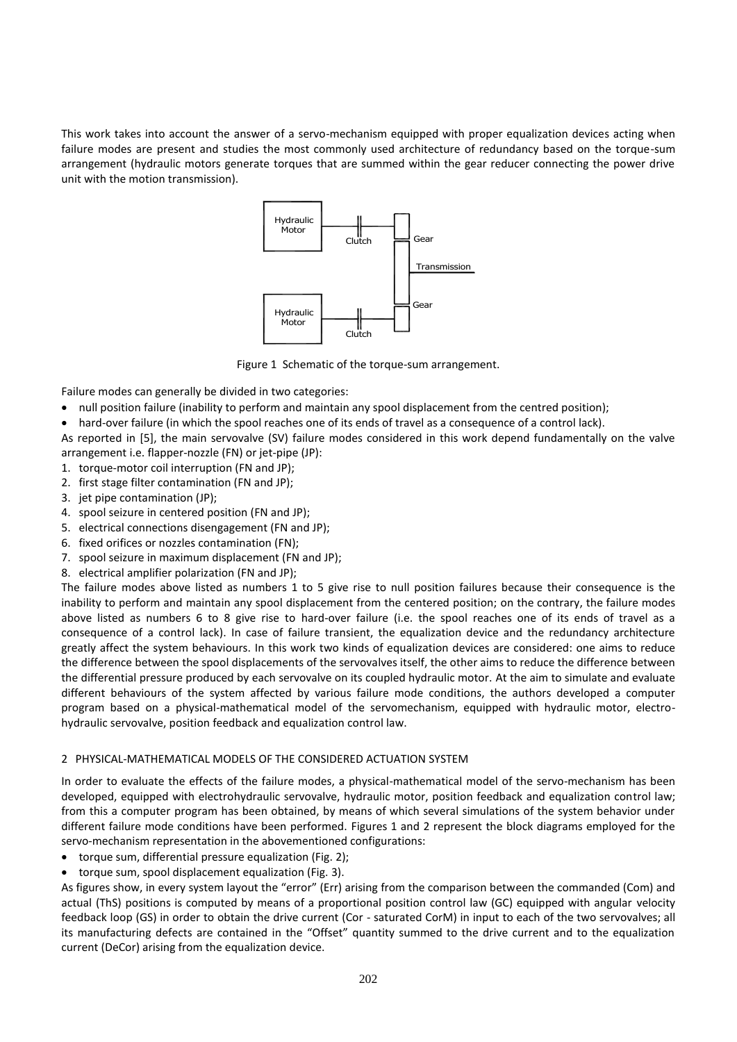This work takes into account the answer of a servo-mechanism equipped with proper equalization devices acting when failure modes are present and studies the most commonly used architecture of redundancy based on the torque-sum arrangement (hydraulic motors generate torques that are summed within the gear reducer connecting the power drive unit with the motion transmission).

Figure 1 Schematic of the torque-sum arrangement.

Failure modes can generally be divided in two categories:

- null position failure (inability to perform and maintain any spool displacement from the centred position);
- hard-over failure (in which the spool reaches one of its ends of travel as a consequence of a control lack).

As reported in [5], the main servovalve (SV) failure modes considered in this work depend fundamentally on the valve arrangement i.e. flapper-nozzle (FN) or jet-pipe (JP):

1. torque-motor coil interruption (FN and JP);
2. first stage filter contamination (FN and JP);
3. jet pipe contamination (JP);
4. spool seizure in centered position (FN and JP);
5. electrical connections disengagement (FN and JP);
6. fixed orifices or nozzles contamination (FN);
7. spool seizure in maximum displacement (FN and JP);
8. electrical amplifier polarization (FN and JP);

The failure modes above listed as numbers 1 to 5 give rise to null position failures because their consequence is the inability to perform and maintain any spool displacement from the centered position; on the contrary, the failure modes above listed as numbers 6 to 8 give rise to hard-over failure (i.e. the spool reaches one of its ends of travel as a consequence of a control lack). In case of failure transient, the equalization device and the redundancy architecture greatly affect the system behaviours. In this work two kinds of equalization devices are considered: one aims to reduce the difference between the spool displacements of the servovalves itself, the other aims to reduce the difference between the differential pressure produced by each servovalve on its coupled hydraulic motor. At the aim to simulate and evaluate different behaviours of the system affected by various failure mode conditions, the authors developed a computer program based on a physical-mathematical model of the servomechanism, equipped with hydraulic motor, electro-hydraulic servovalve, position feedback and equalization control law.

## 2 PHYSICAL-MATHEMATICAL MODELS OF THE CONSIDERED ACTUATION SYSTEM

In order to evaluate the effects of the failure modes, a physical-mathematical model of the servo-mechanism has been developed, equipped with electrohydraulic servovalve, hydraulic motor, position feedback and equalization control law; from this a computer program has been obtained, by means of which several simulations of the system behavior under different failure mode conditions have been performed. Figures 1 and 2 represent the block diagrams employed for the servo-mechanism representation in the abovementioned configurations:

- torque sum, differential pressure equalization (Fig. 2);
- torque sum, spool displacement equalization (Fig. 3).

As figures show, in every system layout the "error" (Err) arising from the comparison between the commanded (Com) and actual (ThS) positions is computed by means of a proportional position control law (GC) equipped with angular velocity feedback loop (GS) in order to obtain the drive current (Cor - saturated CorM) in input to each of the two servovalves; all its manufacturing defects are contained in the "Offset" quantity summed to the drive current and to the equalization current (DeCor) arising from the equalization device.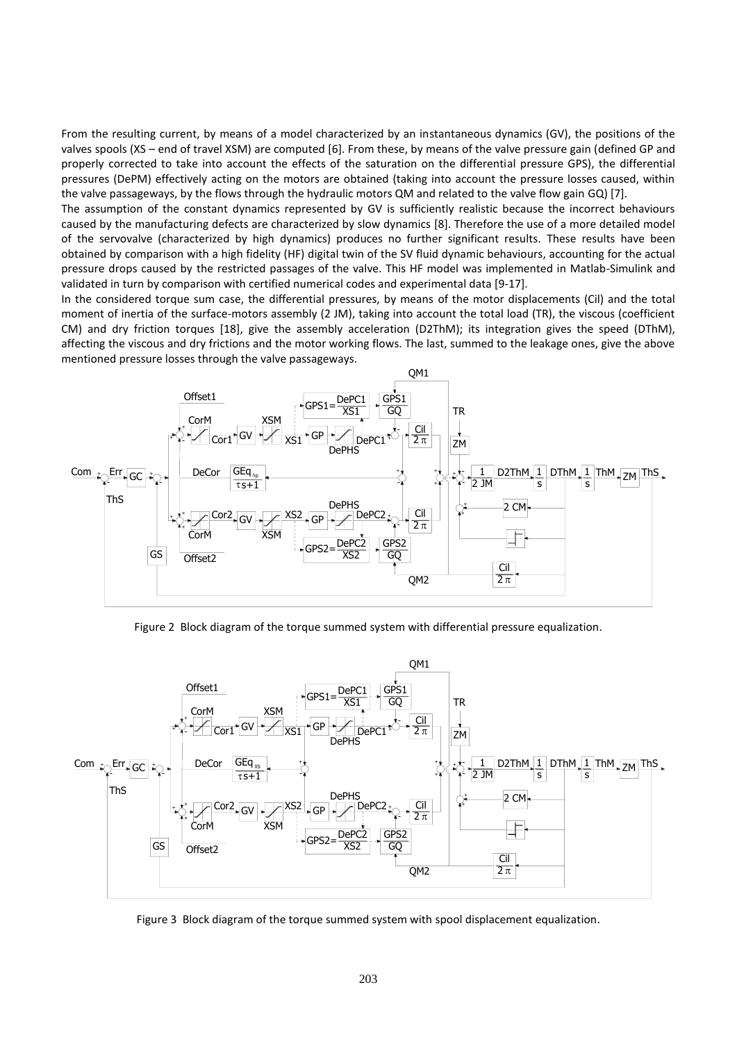From the resulting current, by means of a model characterized by an instantaneous dynamics (GV), the positions of the valves spools (XS – end of travel XSM) are computed [6]. From these, by means of the valve pressure gain (defined GP and properly corrected to take into account the effects of the saturation on the differential pressure GPS), the differential pressures (DePM) effectively acting on the motors are obtained (taking into account the pressure losses caused, within the valve passageways, by the flows through the hydraulic motors QM and related to the valve flow gain GQ) [7].

The assumption of the constant dynamics represented by GV is sufficiently realistic because the incorrect behaviours caused by the manufacturing defects are characterized by slow dynamics [8]. Therefore the use of a more detailed model of the servovalve (characterized by high dynamics) produces no further significant results. These results have been obtained by comparison with a high fidelity (HF) digital twin of the SV fluid dynamic behaviours, accounting for the actual pressure drops caused by the restricted passages of the valve. This HF model was implemented in Matlab-Simulink and validated in turn by comparison with certified numerical codes and experimental data [9-17].

In the considered torque sum case, the differential pressures, by means of the motor displacements (Cil) and the total moment of inertia of the surface-motors assembly (2 JM), taking into account the total load (TR), the viscous (coefficient CM) and dry friction torques [18], give the assembly acceleration (D2ThM); its integration gives the speed (DThM), affecting the viscous and dry frictions and the motor working flows. The last, summed to the leakage ones, give the above mentioned pressure losses through the valve passageways.

Figure 2 Block diagram of the torque summed system with differential pressure equalization.

Figure 3 Block diagram of the torque summed system with spool displacement equalization.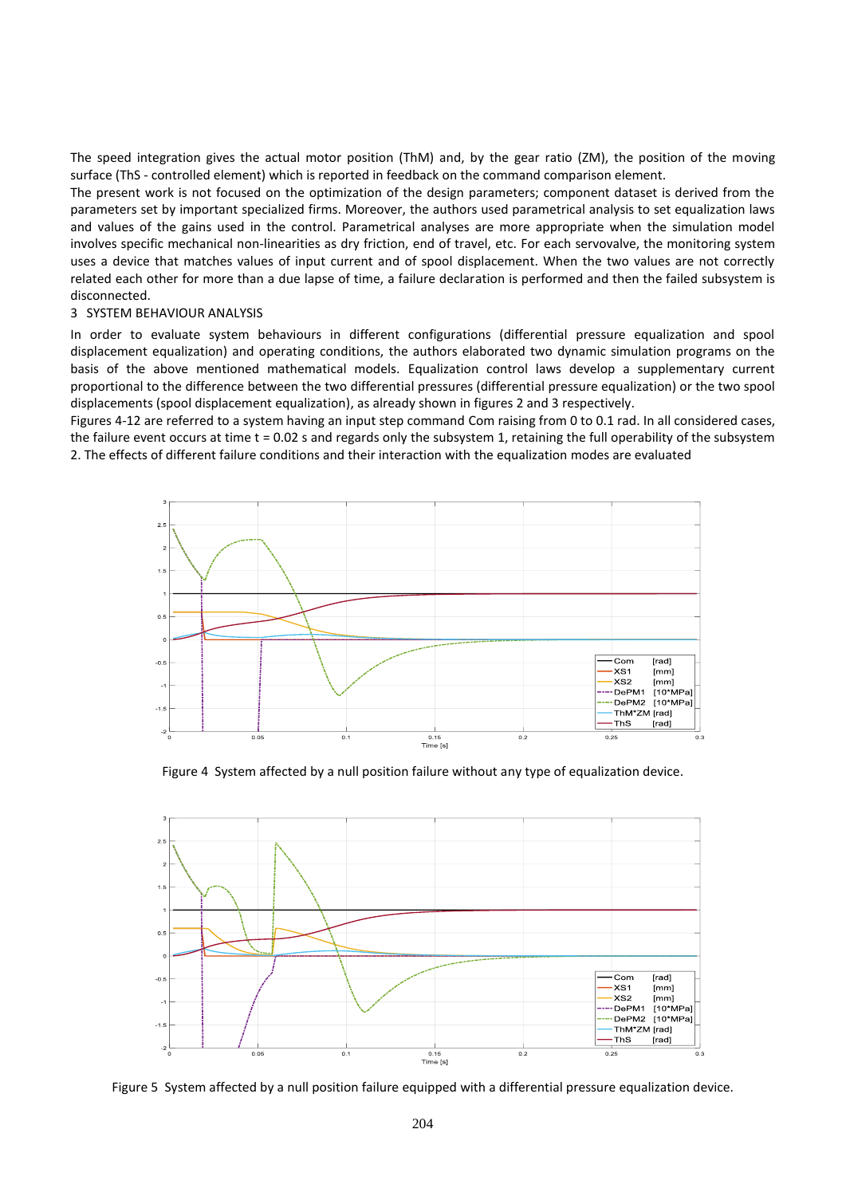The speed integration gives the actual motor position (ThM) and, by the gear ratio (ZM), the position of the moving surface (ThS - controlled element) which is reported in feedback on the command comparison element.

The present work is not focused on the optimization of the design parameters; component dataset is derived from the parameters set by important specialized firms. Moreover, the authors used parametrical analysis to set equalization laws and values of the gains used in the control. Parametrical analyses are more appropriate when the simulation model involves specific mechanical non-linearities as dry friction, end of travel, etc. For each servovalve, the monitoring system uses a device that matches values of input current and of spool displacement. When the two values are not correctly related each other for more than a due lapse of time, a failure declaration is performed and then the failed subsystem is disconnected.

## 3 SYSTEM BEHAVIOUR ANALYSIS

In order to evaluate system behaviours in different configurations (differential pressure equalization and spool displacement equalization) and operating conditions, the authors elaborated two dynamic simulation programs on the basis of the above mentioned mathematical models. Equalization control laws develop a supplementary current proportional to the difference between the two differential pressures (differential pressure equalization) or the two spool displacements (spool displacement equalization), as already shown in figures 2 and 3 respectively.

Figures 4-12 are referred to a system having an input step command Com raising from 0 to 0.1 rad. In all considered cases, the failure event occurs at time t = 0.02 s and regards only the subsystem 1, retaining the full operability of the subsystem 2. The effects of different failure conditions and their interaction with the equalization modes are evaluated

Figure 4 System affected by a null position failure without any type of equalization device.

Figure 5 System affected by a null position failure equipped with a differential pressure equalization device.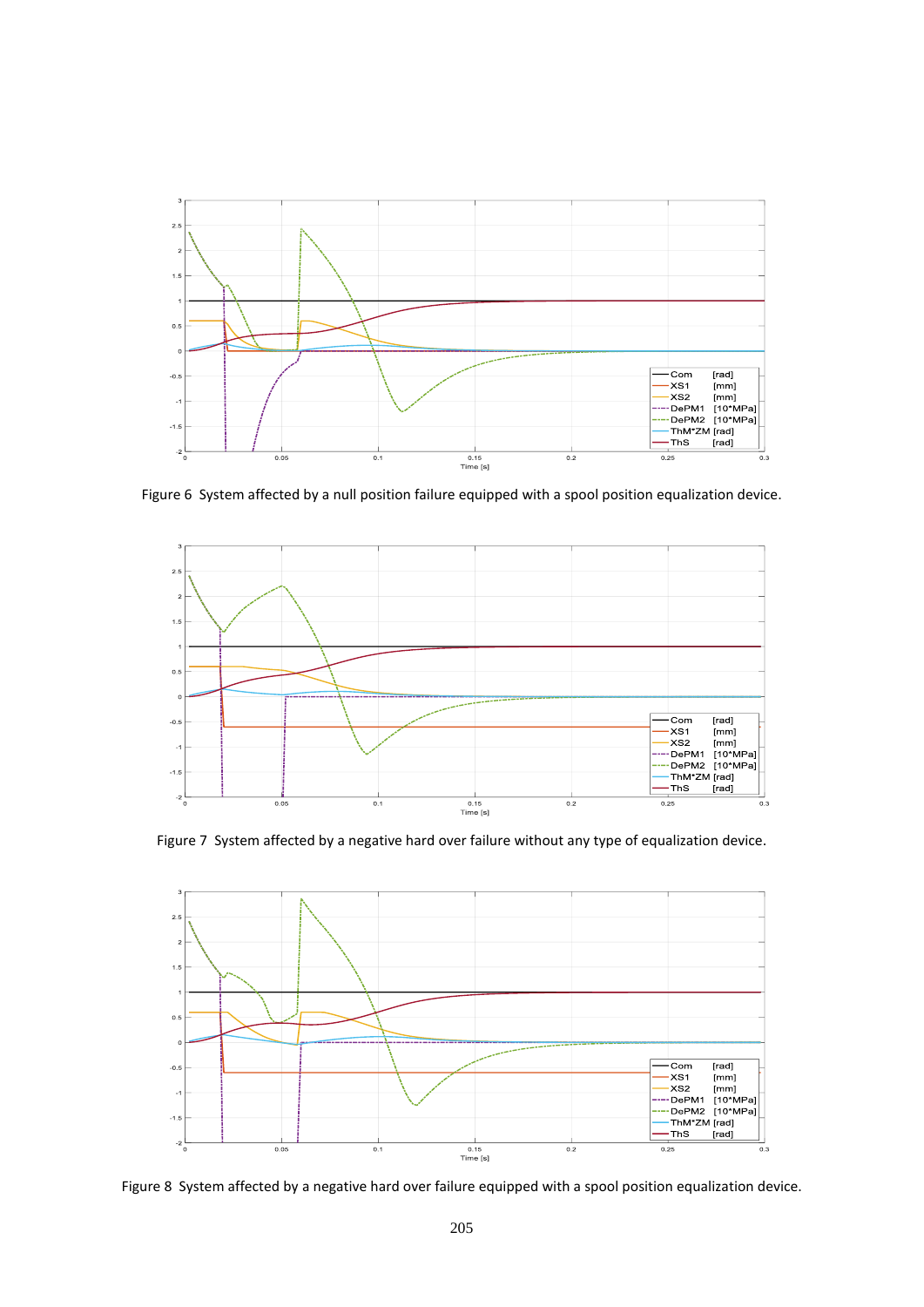Figure 6  System affected by a null position failure equipped with a spool position equalization device.

Figure 7  System affected by a negative hard over failure without any type of equalization device.

Figure 8  System affected by a negative hard over failure equipped with a spool position equalization device.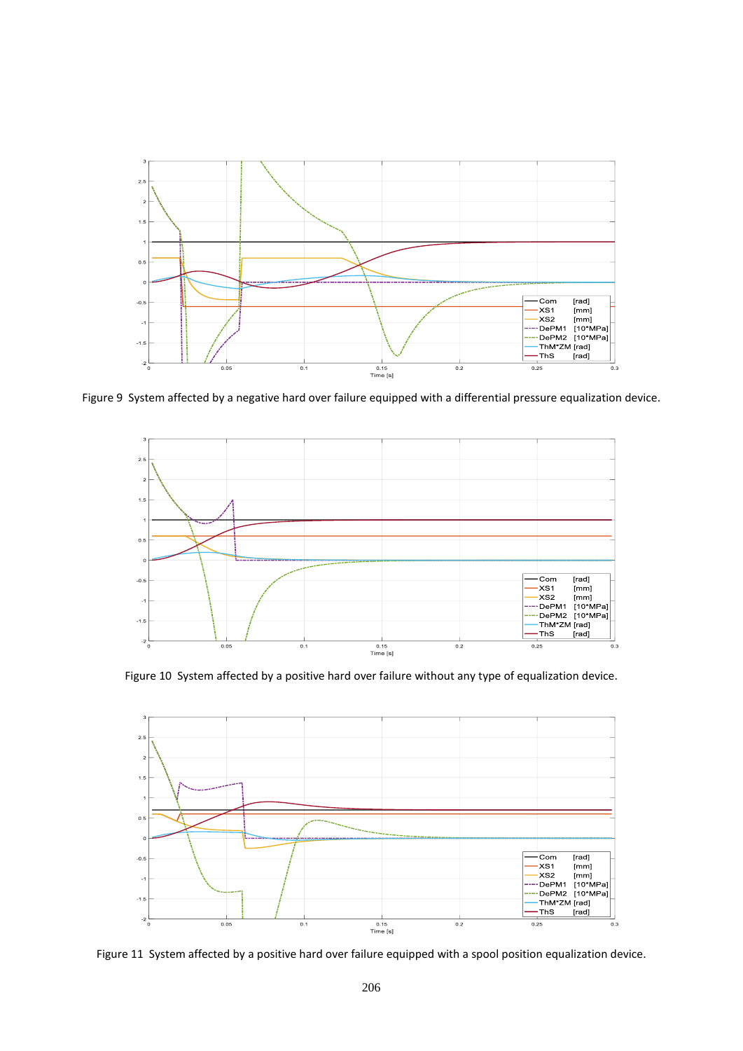Figure 9 System affected by a negative hard over failure equipped with a differential pressure equalization device.

Figure 10 System affected by a positive hard over failure without any type of equalization device.

Figure 11 System affected by a positive hard over failure equipped with a spool position equalization device.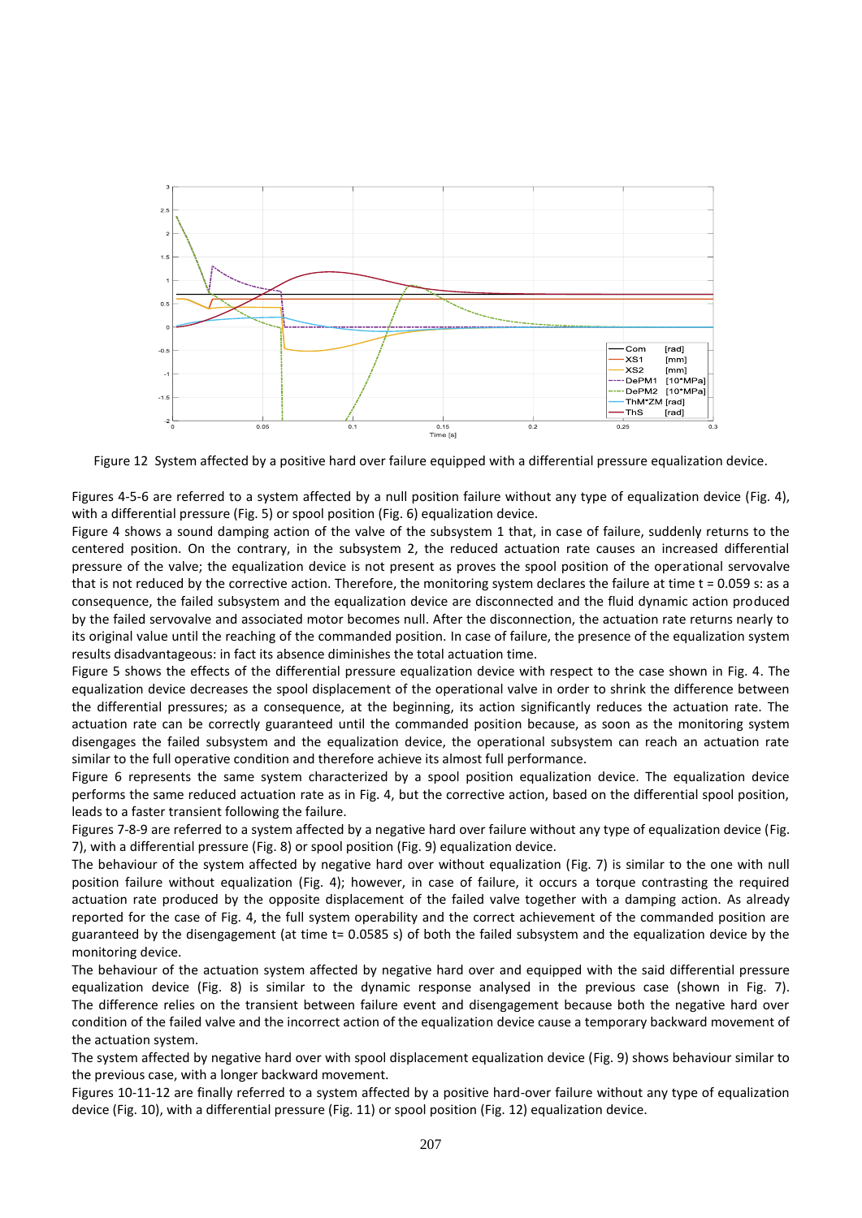Figure 12 System affected by a positive hard over failure equipped with a differential pressure equalization device.

Figures 4-5-6 are referred to a system affected by a null position failure without any type of equalization device (Fig. 4), with a differential pressure (Fig. 5) or spool position (Fig. 6) equalization device.

Figure 4 shows a sound damping action of the valve of the subsystem 1 that, in case of failure, suddenly returns to the centered position. On the contrary, in the subsystem 2, the reduced actuation rate causes an increased differential pressure of the valve; the equalization device is not present as proves the spool position of the operational servovalve that is not reduced by the corrective action. Therefore, the monitoring system declares the failure at time t = 0.059 s: as a consequence, the failed subsystem and the equalization device are disconnected and the fluid dynamic action produced by the failed servovalve and associated motor becomes null. After the disconnection, the actuation rate returns nearly to its original value until the reaching of the commanded position. In case of failure, the presence of the equalization system results disadvantageous: in fact its absence diminishes the total actuation time.

Figure 5 shows the effects of the differential pressure equalization device with respect to the case shown in Fig. 4. The equalization device decreases the spool displacement of the operational valve in order to shrink the difference between the differential pressures; as a consequence, at the beginning, its action significantly reduces the actuation rate. The actuation rate can be correctly guaranteed until the commanded position because, as soon as the monitoring system disengages the failed subsystem and the equalization device, the operational subsystem can reach an actuation rate similar to the full operative condition and therefore achieve its almost full performance.

Figure 6 represents the same system characterized by a spool position equalization device. The equalization device performs the same reduced actuation rate as in Fig. 4, but the corrective action, based on the differential spool position, leads to a faster transient following the failure.

Figures 7-8-9 are referred to a system affected by a negative hard over failure without any type of equalization device (Fig. 7), with a differential pressure (Fig. 8) or spool position (Fig. 9) equalization device.

The behaviour of the system affected by negative hard over without equalization (Fig. 7) is similar to the one with null position failure without equalization (Fig. 4); however, in case of failure, it occurs a torque contrasting the required actuation rate produced by the opposite displacement of the failed valve together with a damping action. As already reported for the case of Fig. 4, the full system operability and the correct achievement of the commanded position are guaranteed by the disengagement (at time t= 0.0585 s) of both the failed subsystem and the equalization device by the monitoring device.

The behaviour of the actuation system affected by negative hard over and equipped with the said differential pressure equalization device (Fig. 8) is similar to the dynamic response analysed in the previous case (shown in Fig. 7). The difference relies on the transient between failure event and disengagement because both the negative hard over condition of the failed valve and the incorrect action of the equalization device cause a temporary backward movement of the actuation system.

The system affected by negative hard over with spool displacement equalization device (Fig. 9) shows behaviour similar to the previous case, with a longer backward movement.

Figures 10-11-12 are finally referred to a system affected by a positive hard-over failure without any type of equalization device (Fig. 10), with a differential pressure (Fig. 11) or spool position (Fig. 12) equalization device.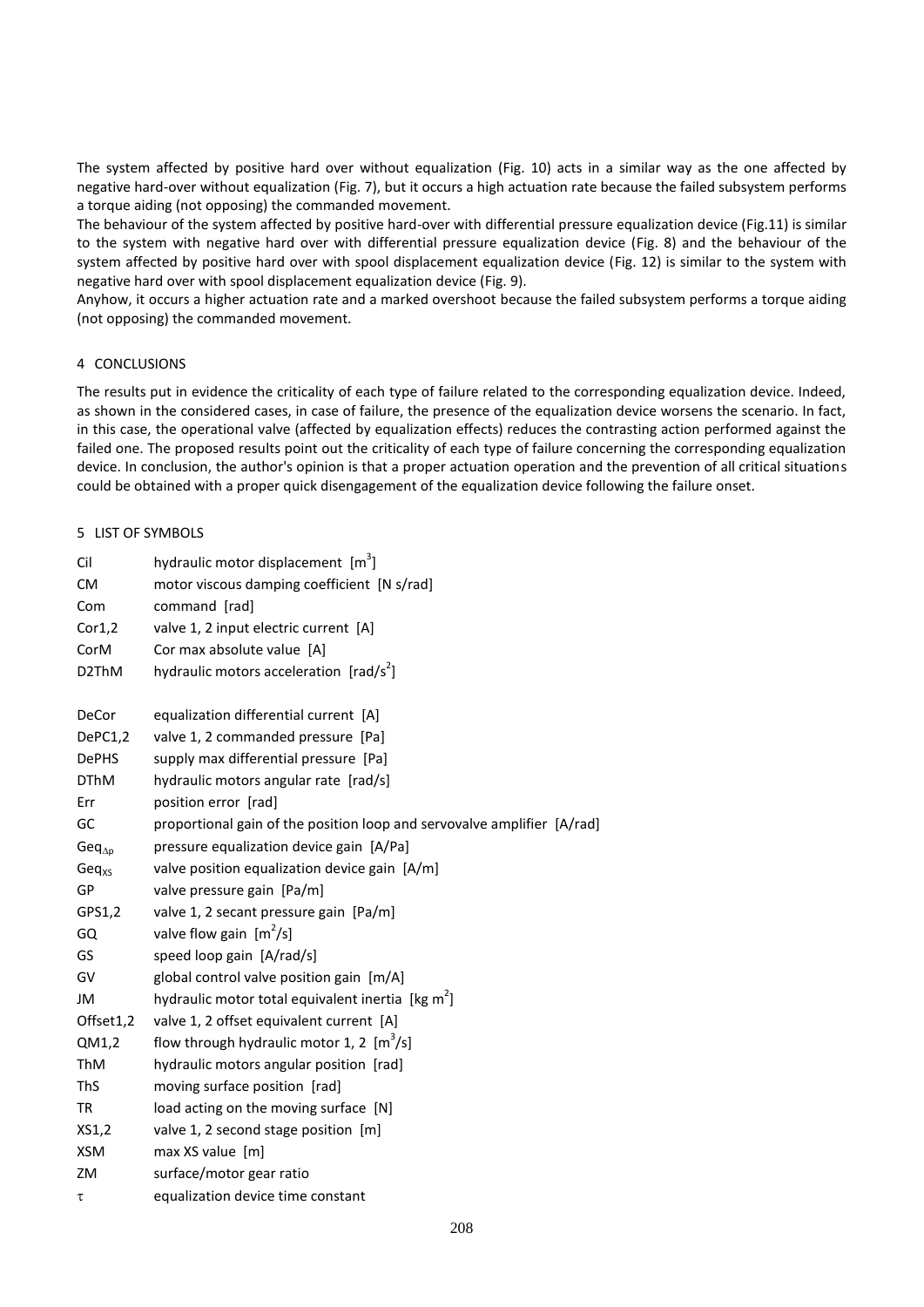The system affected by positive hard over without equalization (Fig. 10) acts in a similar way as the one affected by negative hard-over without equalization (Fig. 7), but it occurs a high actuation rate because the failed subsystem performs a torque aiding (not opposing) the commanded movement.

The behaviour of the system affected by positive hard-over with differential pressure equalization device (Fig.11) is similar to the system with negative hard over with differential pressure equalization device (Fig. 8) and the behaviour of the system affected by positive hard over with spool displacement equalization device (Fig. 12) is similar to the system with negative hard over with spool displacement equalization device (Fig. 9).

Anyhow, it occurs a higher actuation rate and a marked overshoot because the failed subsystem performs a torque aiding (not opposing) the commanded movement.

## 4 CONCLUSIONS

The results put in evidence the criticality of each type of failure related to the corresponding equalization device. Indeed, as shown in the considered cases, in case of failure, the presence of the equalization device worsens the scenario. In fact, in this case, the operational valve (affected by equalization effects) reduces the contrasting action performed against the failed one. The proposed results point out the criticality of each type of failure concerning the corresponding equalization device. In conclusion, the author's opinion is that a proper actuation operation and the prevention of all critical situations could be obtained with a proper quick disengagement of the equalization device following the failure onset.

## 5 LIST OF SYMBOLS

| | |
|---|---|
| Cil | hydraulic motor displacement [$m^3$] |
| CM | motor viscous damping coefficient [N s/rad] |
| Com | command [rad] |
| Cor1,2 | valve 1, 2 input electric current [A] |
| CorM | Cor max absolute value [A] |
| D2ThM | hydraulic motors acceleration [$rad/s^2$] |
| DeCor | equalization differential current [A] |
| DePC1,2 | valve 1, 2 commanded pressure [Pa] |
| DePHS | supply max differential pressure [Pa] |
| DThM | hydraulic motors angular rate [rad/s] |
| Err | position error [rad] |
| GC | proportional gain of the position loop and servovalve amplifier [A/rad] |
| $Geq_{\Delta p}$ | pressure equalization device gain [A/Pa] |
| $Geq_{XS}$ | valve position equalization device gain [A/m] |
| GP | valve pressure gain [Pa/m] |
| GPS1,2 | valve 1, 2 secant pressure gain [Pa/m] |
| GQ | valve flow gain [$m^2/s$] |
| GS | speed loop gain [A/rad/s] |
| GV | global control valve position gain [m/A] |
| JM | hydraulic motor total equivalent inertia [$kg\ m^2$] |
| Offset1,2 | valve 1, 2 offset equivalent current [A] |
| QM1,2 | flow through hydraulic motor 1, 2 [$m^3/s$] |
| ThM | hydraulic motors angular position [rad] |
| ThS | moving surface position [rad] |
| TR | load acting on the moving surface [N] |
| XS1,2 | valve 1, 2 second stage position [m] |
| XSM | max XS value [m] |
| ZM | surface/motor gear ratio |
| $\tau$ | equalization device time constant |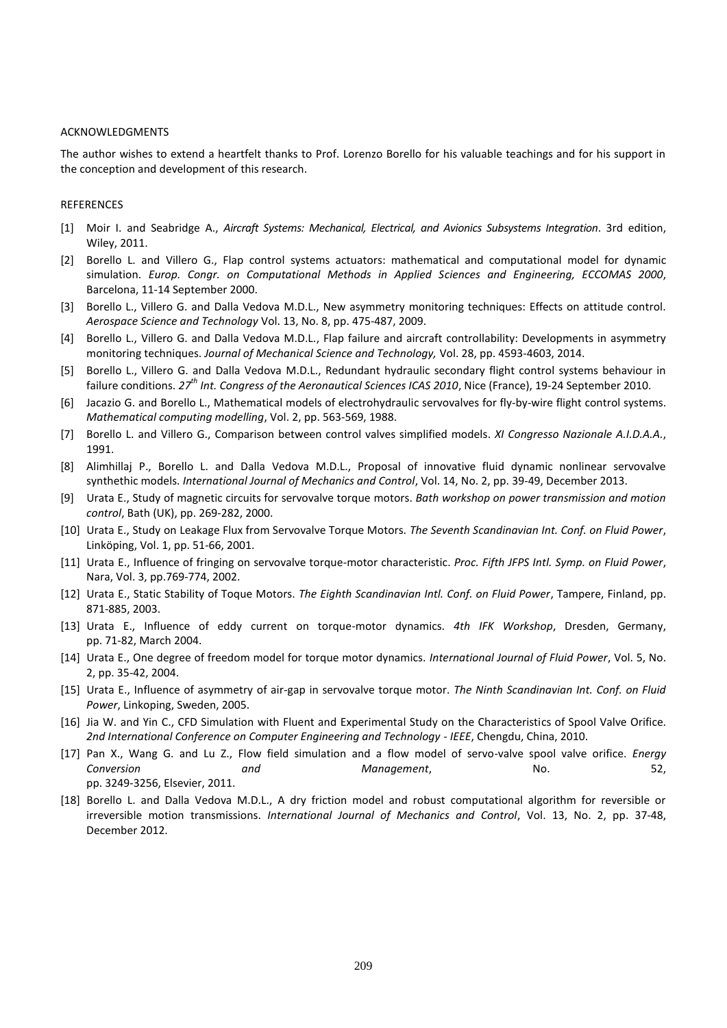## ACKNOWLEDGMENTS

The author wishes to extend a heartfelt thanks to Prof. Lorenzo Borello for his valuable teachings and for his support in the conception and development of this research.

## REFERENCES

[1] Moir I. and Seabridge A., *Aircraft Systems: Mechanical, Electrical, and Avionics Subsystems Integration*. 3rd edition, Wiley, 2011.

[2] Borello L. and Villero G., Flap control systems actuators: mathematical and computational model for dynamic simulation. *Europ. Congr. on Computational Methods in Applied Sciences and Engineering, ECCOMAS 2000*, Barcelona, 11-14 September 2000.

[3] Borello L., Villero G. and Dalla Vedova M.D.L., New asymmetry monitoring techniques: Effects on attitude control. *Aerospace Science and Technology* Vol. 13, No. 8, pp. 475-487, 2009.

[4] Borello L., Villero G. and Dalla Vedova M.D.L., Flap failure and aircraft controllability: Developments in asymmetry monitoring techniques. *Journal of Mechanical Science and Technology,* Vol. 28, pp. 4593-4603, 2014.

[5] Borello L., Villero G. and Dalla Vedova M.D.L., Redundant hydraulic secondary flight control systems behaviour in failure conditions. *27th Int. Congress of the Aeronautical Sciences ICAS 2010*, Nice (France), 19-24 September 2010.

[6] Jacazio G. and Borello L., Mathematical models of electrohydraulic servovalves for fly-by-wire flight control systems. *Mathematical computing modelling*, Vol. 2, pp. 563-569, 1988.

[7] Borello L. and Villero G., Comparison between control valves simplified models. *XI Congresso Nazionale A.I.D.A.A.*, 1991.

[8] Alimhillaj P., Borello L. and Dalla Vedova M.D.L., Proposal of innovative fluid dynamic nonlinear servovalve synthethic models. *International Journal of Mechanics and Control*, Vol. 14, No. 2, pp. 39-49, December 2013.

[9] Urata E., Study of magnetic circuits for servovalve torque motors. *Bath workshop on power transmission and motion control*, Bath (UK), pp. 269-282, 2000.

[10] Urata E., Study on Leakage Flux from Servovalve Torque Motors. *The Seventh Scandinavian Int. Conf. on Fluid Power*, Linköping, Vol. 1, pp. 51-66, 2001.

[11] Urata E., Influence of fringing on servovalve torque-motor characteristic. *Proc. Fifth JFPS Intl. Symp. on Fluid Power*, Nara, Vol. 3, pp.769-774, 2002.

[12] Urata E., Static Stability of Toque Motors. *The Eighth Scandinavian Intl. Conf. on Fluid Power*, Tampere, Finland, pp. 871-885, 2003.

[13] Urata E., Influence of eddy current on torque-motor dynamics. *4th IFK Workshop*, Dresden, Germany, pp. 71-82, March 2004.

[14] Urata E., One degree of freedom model for torque motor dynamics. *International Journal of Fluid Power*, Vol. 5, No. 2, pp. 35-42, 2004.

[15] Urata E., Influence of asymmetry of air-gap in servovalve torque motor. *The Ninth Scandinavian Int. Conf. on Fluid Power*, Linkoping, Sweden, 2005.

[16] Jia W. and Yin C., CFD Simulation with Fluent and Experimental Study on the Characteristics of Spool Valve Orifice. *2nd International Conference on Computer Engineering and Technology - IEEE*, Chengdu, China, 2010.

[17] Pan X., Wang G. and Lu Z., Flow field simulation and a flow model of servo-valve spool valve orifice. *Energy Conversion and Management*, No. 52, pp. 3249-3256, Elsevier, 2011.

[18] Borello L. and Dalla Vedova M.D.L., A dry friction model and robust computational algorithm for reversible or irreversible motion transmissions. *International Journal of Mechanics and Control*, Vol. 13, No. 2, pp. 37-48, December 2012.